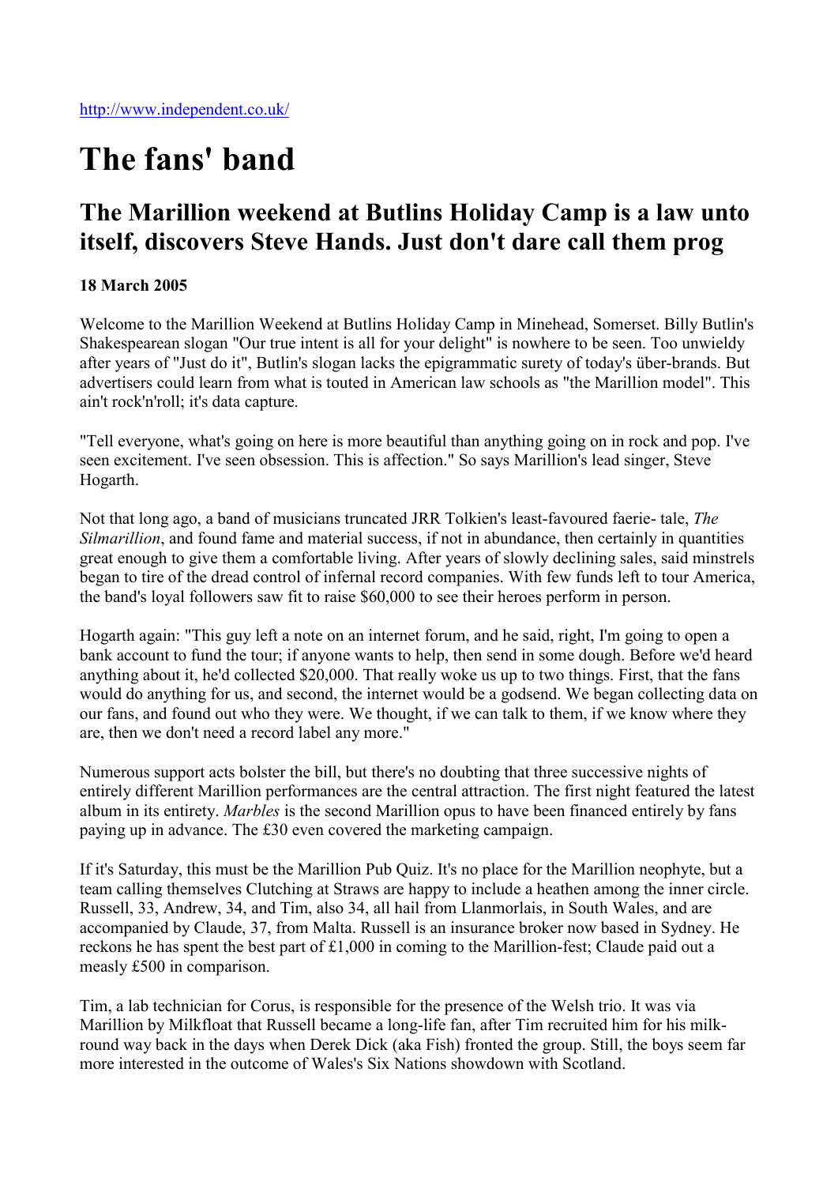http://www.independent.co.uk/

# The fans' band

## The Marillion weekend at Butlins Holiday Camp is a law unto itself, discovers Steve Hands. Just don't dare call them prog

**18 March 2005**

Welcome to the Marillion Weekend at Butlins Holiday Camp in Minehead, Somerset. Billy Butlin's Shakespearean slogan "Our true intent is all for your delight" is nowhere to be seen. Too unwieldy after years of "Just do it", Butlin's slogan lacks the epigrammatic surety of today's über-brands. But advertisers could learn from what is touted in American law schools as "the Marillion model". This ain't rock'n'roll; it's data capture.

"Tell everyone, what's going on here is more beautiful than anything going on in rock and pop. I've seen excitement. I've seen obsession. This is affection." So says Marillion's lead singer, Steve Hogarth.

Not that long ago, a band of musicians truncated JRR Tolkien's least-favoured faerie- tale, *The Silmarillion*, and found fame and material success, if not in abundance, then certainly in quantities great enough to give them a comfortable living. After years of slowly declining sales, said minstrels began to tire of the dread control of infernal record companies. With few funds left to tour America, the band's loyal followers saw fit to raise $60,000 to see their heroes perform in person.

Hogarth again: "This guy left a note on an internet forum, and he said, right, I'm going to open a bank account to fund the tour; if anyone wants to help, then send in some dough. Before we'd heard anything about it, he'd collected $20,000. That really woke us up to two things. First, that the fans would do anything for us, and second, the internet would be a godsend. We began collecting data on our fans, and found out who they were. We thought, if we can talk to them, if we know where they are, then we don't need a record label any more."

Numerous support acts bolster the bill, but there's no doubting that three successive nights of entirely different Marillion performances are the central attraction. The first night featured the latest album in its entirety. *Marbles* is the second Marillion opus to have been financed entirely by fans paying up in advance. The £30 even covered the marketing campaign.

If it's Saturday, this must be the Marillion Pub Quiz. It's no place for the Marillion neophyte, but a team calling themselves Clutching at Straws are happy to include a heathen among the inner circle. Russell, 33, Andrew, 34, and Tim, also 34, all hail from Llanmorlais, in South Wales, and are accompanied by Claude, 37, from Malta. Russell is an insurance broker now based in Sydney. He reckons he has spent the best part of £1,000 in coming to the Marillion-fest; Claude paid out a measly £500 in comparison.

Tim, a lab technician for Corus, is responsible for the presence of the Welsh trio. It was via Marillion by Milkfloat that Russell became a long-life fan, after Tim recruited him for his milk-round way back in the days when Derek Dick (aka Fish) fronted the group. Still, the boys seem far more interested in the outcome of Wales's Six Nations showdown with Scotland.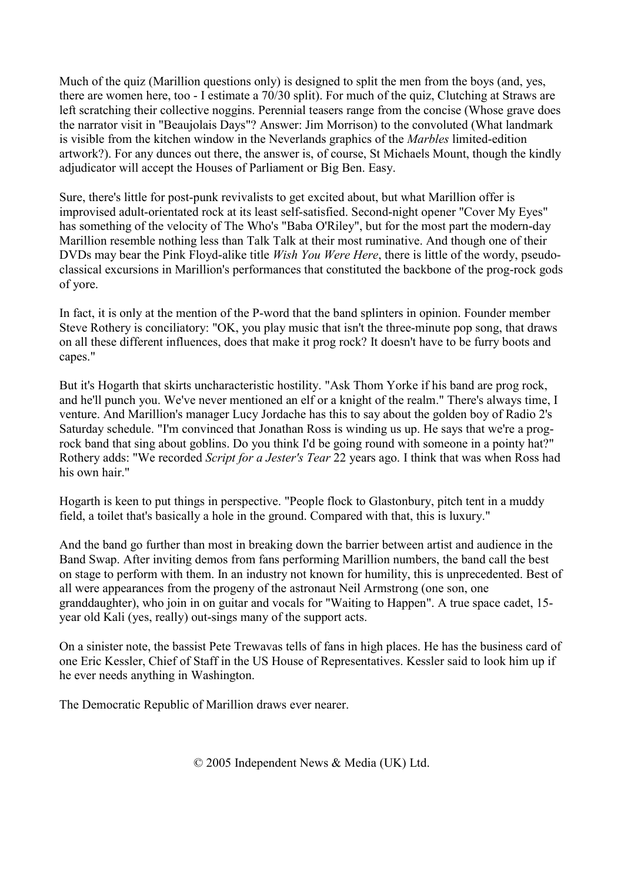Much of the quiz (Marillion questions only) is designed to split the men from the boys (and, yes, there are women here, too - I estimate a 70/30 split). For much of the quiz, Clutching at Straws are left scratching their collective noggins. Perennial teasers range from the concise (Whose grave does the narrator visit in "Beaujolais Days"? Answer: Jim Morrison) to the convoluted (What landmark is visible from the kitchen window in the Neverlands graphics of the *Marbles* limited-edition artwork?). For any dunces out there, the answer is, of course, St Michaels Mount, though the kindly adjudicator will accept the Houses of Parliament or Big Ben. Easy.

Sure, there's little for post-punk revivalists to get excited about, but what Marillion offer is improvised adult-orientated rock at its least self-satisfied. Second-night opener "Cover My Eyes" has something of the velocity of The Who's "Baba O'Riley", but for the most part the modern-day Marillion resemble nothing less than Talk Talk at their most ruminative. And though one of their DVDs may bear the Pink Floyd-alike title *Wish You Were Here*, there is little of the wordy, pseudo-classical excursions in Marillion's performances that constituted the backbone of the prog-rock gods of yore.

In fact, it is only at the mention of the P-word that the band splinters in opinion. Founder member Steve Rothery is conciliatory: "OK, you play music that isn't the three-minute pop song, that draws on all these different influences, does that make it prog rock? It doesn't have to be furry boots and capes."

But it's Hogarth that skirts uncharacteristic hostility. "Ask Thom Yorke if his band are prog rock, and he'll punch you. We've never mentioned an elf or a knight of the realm." There's always time, I venture. And Marillion's manager Lucy Jordache has this to say about the golden boy of Radio 2's Saturday schedule. "I'm convinced that Jonathan Ross is winding us up. He says that we're a prog-rock band that sing about goblins. Do you think I'd be going round with someone in a pointy hat?" Rothery adds: "We recorded *Script for a Jester's Tear* 22 years ago. I think that was when Ross had his own hair."

Hogarth is keen to put things in perspective. "People flock to Glastonbury, pitch tent in a muddy field, a toilet that's basically a hole in the ground. Compared with that, this is luxury."

And the band go further than most in breaking down the barrier between artist and audience in the Band Swap. After inviting demos from fans performing Marillion numbers, the band call the best on stage to perform with them. In an industry not known for humility, this is unprecedented. Best of all were appearances from the progeny of the astronaut Neil Armstrong (one son, one granddaughter), who join in on guitar and vocals for "Waiting to Happen". A true space cadet, 15-year old Kali (yes, really) out-sings many of the support acts.

On a sinister note, the bassist Pete Trewavas tells of fans in high places. He has the business card of one Eric Kessler, Chief of Staff in the US House of Representatives. Kessler said to look him up if he ever needs anything in Washington.

The Democratic Republic of Marillion draws ever nearer.

© 2005 Independent News & Media (UK) Ltd.